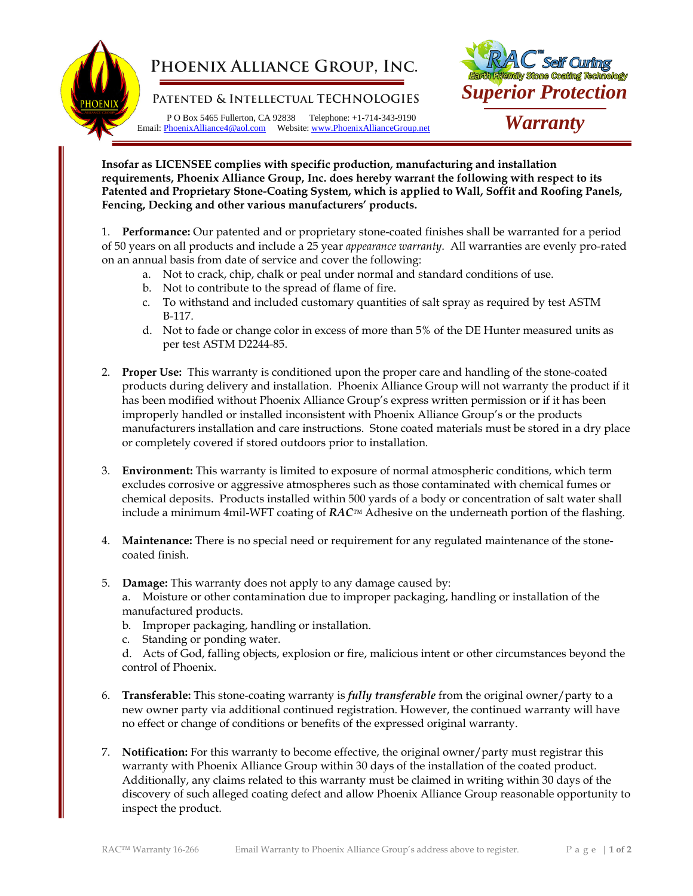# Phoenix Alliance Group, Inc.

## Patented & Intellectual Technologies

P O Box 5465 Fullerton, CA 92838 Telephone: +1-714-343-9190
Email: PhoenixAlliance4@aol.com Website: www.PhoenixAllianceGroup.net

RAC™ Self Curing
Earth Friendly Stone Coating Technology

## Superior Protection

## Warranty

**Insofar as LICENSEE complies with specific production, manufacturing and installation requirements, Phoenix Alliance Group, Inc. does hereby warrant the following with respect to its Patented and Proprietary Stone-Coating System, which is applied to Wall, Soffit and Roofing Panels, Fencing, Decking and other various manufacturers' products.**

1. **Performance:** Our patented and or proprietary stone-coated finishes shall be warranted for a period of 50 years on all products and include a 25 year *appearance warranty*. All warranties are evenly pro-rated on an annual basis from date of service and cover the following:
   a. Not to crack, chip, chalk or peal under normal and standard conditions of use.
   b. Not to contribute to the spread of flame of fire.
   c. To withstand and included customary quantities of salt spray as required by test ASTM B-117.
   d. Not to fade or change color in excess of more than 5% of the DE Hunter measured units as per test ASTM D2244-85.

2. **Proper Use:** This warranty is conditioned upon the proper care and handling of the stone-coated products during delivery and installation. Phoenix Alliance Group will not warrant the product if it has been modified without Phoenix Alliance Group's express written permission or if it has been improperly handled or installed inconsistent with Phoenix Alliance Group's or the products manufacturers installation and care instructions. Stone coated materials must be stored in a dry place or completely covered if stored outdoors prior to installation.

3. **Environment:** This warranty is limited to exposure of normal atmospheric conditions, which term excludes corrosive or aggressive atmospheres such as those contaminated with chemical fumes or chemical deposits. Products installed within 500 yards of a body or concentration of salt water shall include a minimum 4mil-WFT coating of ***RAC***™ Adhesive on the underneath portion of the flashing.

4. **Maintenance:** There is no special need or requirement for any regulated maintenance of the stone-coated finish.

5. **Damage:** This warranty does not apply to any damage caused by:
   a. Moisture or other contamination due to improper packaging, handling or installation of the manufactured products.
   b. Improper packaging, handling or installation.
   c. Standing or ponding water.
   d. Acts of God, falling objects, explosion or fire, malicious intent or other circumstances beyond the control of Phoenix.

6. **Transferable:** This stone-coating warranty is ***fully transferable*** from the original owner/party to a new owner party via additional continued registration. However, the continued warranty will have no effect or change of conditions or benefits of the expressed original warranty.

7. **Notification:** For this warranty to become effective, the original owner/party must registrar this warranty with Phoenix Alliance Group within 30 days of the installation of the coated product. Additionally, any claims related to this warranty must be claimed in writing within 30 days of the discovery of such alleged coating defect and allow Phoenix Alliance Group reasonable opportunity to inspect the product.

RAC™ Warranty 16-266 Email Warranty to Phoenix Alliance Group's address above to register.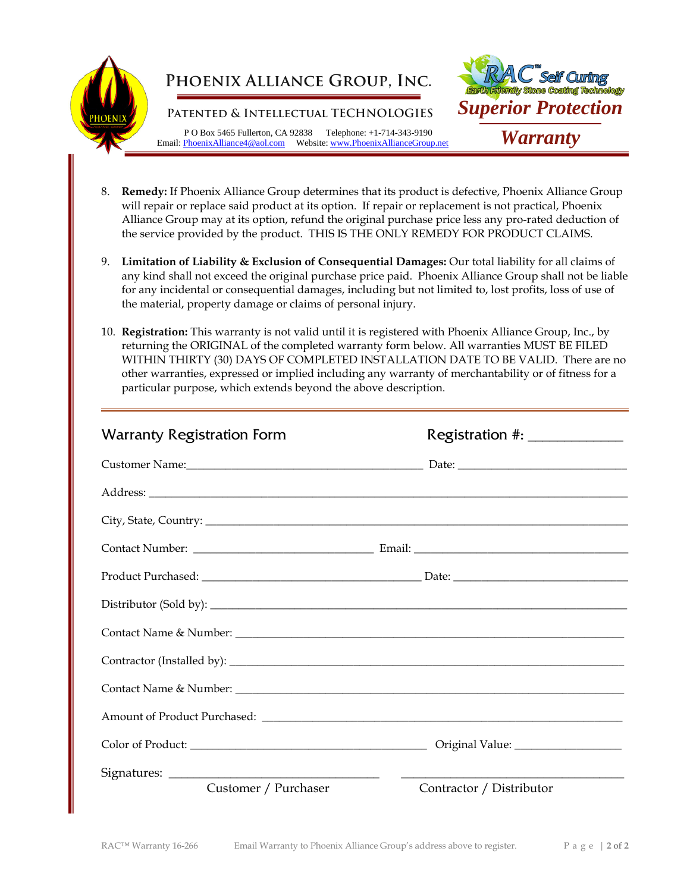# Phoenix Alliance Group, Inc.

**Patented & Intellectual Technologies**

P O Box 5465 Fullerton, CA 92838 Telephone: +1-714-343-9190
Email: PhoenixAlliance4@aol.com Website: www.PhoenixAllianceGroup.net

RAC™ Self Curing
Earth Friendly Stone Coating Technology

***Superior Protection Warranty***

8. **Remedy:** If Phoenix Alliance Group determines that its product is defective, Phoenix Alliance Group will repair or replace said product at its option. If repair or replacement is not practical, Phoenix Alliance Group may at its option, refund the original purchase price less any pro-rated deduction of the service provided by the product. THIS IS THE ONLY REMEDY FOR PRODUCT CLAIMS.

9. **Limitation of Liability & Exclusion of Consequential Damages:** Our total liability for all claims of any kind shall not exceed the original purchase price paid. Phoenix Alliance Group shall not be liable for any incidental or consequential damages, including but not limited to, lost profits, loss of use of the material, property damage or claims of personal injury.

10. **Registration:** This warranty is not valid until it is registered with Phoenix Alliance Group, Inc., by returning the ORIGINAL of the completed warranty form below. All warranties MUST BE FILED WITHIN THIRTY (30) DAYS OF COMPLETED INSTALLATION DATE TO BE VALID. There are no other warranties, expressed or implied including any warranty of merchantability or of fitness for a particular purpose, which extends beyond the above description.

---

## Warranty Registration Form

Registration #: ____________

Customer Name:________________________________________ Date: ____________________________

Address: ______________________________________________________________________________

City, State, Country: ____________________________________________________________________

Contact Number: ______________________________ Email: ____________________________________

Product Purchased: ____________________________________ Date: ____________________________

Distributor (Sold by): ___________________________________________________________________

Contact Name & Number: ________________________________________________________________

Contractor (Installed by): _________________________________________________________________

Contact Name & Number: ________________________________________________________________

Amount of Product Purchased: _____________________________________________________________

Color of Product: ________________________________________ Original Value: _________________

Signatures: __________________________________ __________________________________

Customer / Purchaser Contractor / Distributor

RAC™ Warranty 16-266 Email Warranty to Phoenix Alliance Group's address above to register.